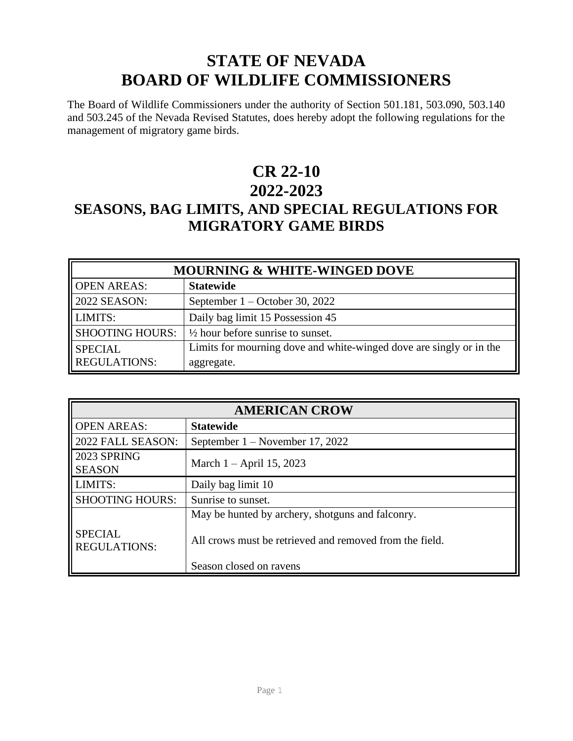# STATE OF NEVADA
# BOARD OF WILDLIFE COMMISSIONERS

The Board of Wildlife Commissioners under the authority of Section 501.181, 503.090, 503.140 and 503.245 of the Nevada Revised Statutes, does hereby adopt the following regulations for the management of migratory game birds.

# CR 22-10
# 2022-2023
## SEASONS, BAG LIMITS, AND SPECIAL REGULATIONS FOR MIGRATORY GAME BIRDS

| MOURNING & WHITE-WINGED DOVE | |
|---|---|
| OPEN AREAS: | **Statewide** |
| 2022 SEASON: | September 1 – October 30, 2022 |
| LIMITS: | Daily bag limit 15 Possession 45 |
| SHOOTING HOURS: | ½ hour before sunrise to sunset. |
| SPECIAL REGULATIONS: | Limits for mourning dove and white-winged dove are singly or in the aggregate. |

| AMERICAN CROW | |
|---|---|
| OPEN AREAS: | **Statewide** |
| 2022 FALL SEASON: | September 1 – November 17, 2022 |
| 2023 SPRING SEASON | March 1 – April 15, 2023 |
| LIMITS: | Daily bag limit 10 |
| SHOOTING HOURS: | Sunrise to sunset. |
| SPECIAL REGULATIONS: | May be hunted by archery, shotguns and falconry.<br><br>All crows must be retrieved and removed from the field.<br><br>Season closed on ravens |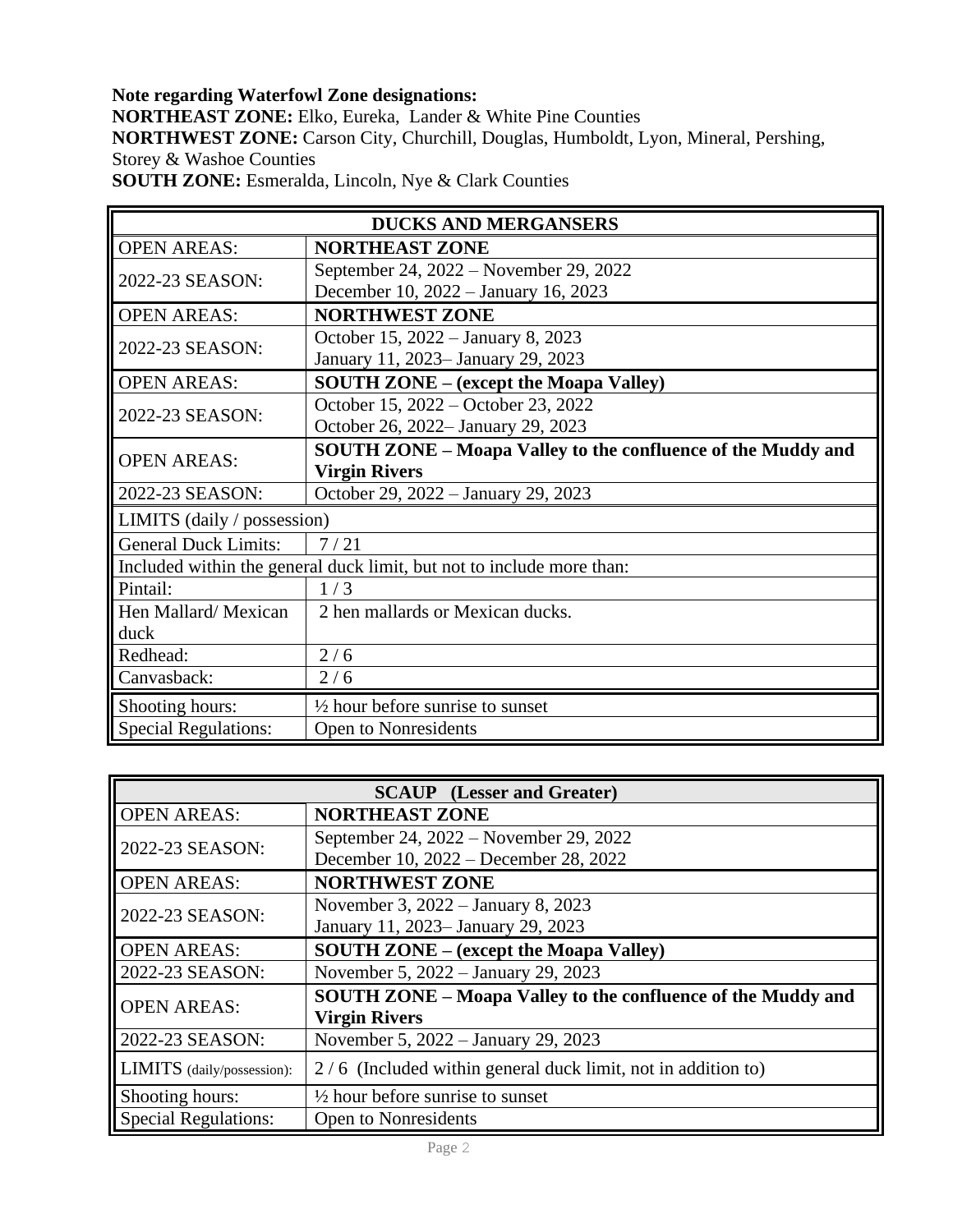**Note regarding Waterfowl Zone designations:**
**NORTHEAST ZONE:** Elko, Eureka, Lander & White Pine Counties
**NORTHWEST ZONE:** Carson City, Churchill, Douglas, Humboldt, Lyon, Mineral, Pershing, Storey & Washoe Counties
**SOUTH ZONE:** Esmeralda, Lincoln, Nye & Clark Counties

| **DUCKS AND MERGANSERS** | |
|---|---|
| OPEN AREAS: | **NORTHEAST ZONE** |
| 2022-23 SEASON: | September 24, 2022 – November 29, 2022<br>December 10, 2022 – January 16, 2023 |
| OPEN AREAS: | **NORTHWEST ZONE** |
| 2022-23 SEASON: | October 15, 2022 – January 8, 2023<br>January 11, 2023– January 29, 2023 |
| OPEN AREAS: | **SOUTH ZONE – (except the Moapa Valley)** |
| 2022-23 SEASON: | October 15, 2022 – October 23, 2022<br>October 26, 2022– January 29, 2023 |
| OPEN AREAS: | **SOUTH ZONE – Moapa Valley to the confluence of the Muddy and Virgin Rivers** |
| 2022-23 SEASON: | October 29, 2022 – January 29, 2023 |
| LIMITS (daily / possession) | |
| General Duck Limits: | 7 / 21 |
| Included within the general duck limit, but not to include more than: | |
| Pintail: | 1 / 3 |
| Hen Mallard/ Mexican duck | 2 hen mallards or Mexican ducks. |
| Redhead: | 2 / 6 |
| Canvasback: | 2 / 6 |
| Shooting hours: | ½ hour before sunrise to sunset |
| Special Regulations: | Open to Nonresidents |

| **SCAUP (Lesser and Greater)** | |
|---|---|
| OPEN AREAS: | **NORTHEAST ZONE** |
| 2022-23 SEASON: | September 24, 2022 – November 29, 2022<br>December 10, 2022 – December 28, 2022 |
| OPEN AREAS: | **NORTHWEST ZONE** |
| 2022-23 SEASON: | November 3, 2022 – January 8, 2023<br>January 11, 2023– January 29, 2023 |
| OPEN AREAS: | **SOUTH ZONE – (except the Moapa Valley)** |
| 2022-23 SEASON: | November 5, 2022 – January 29, 2023 |
| OPEN AREAS: | **SOUTH ZONE – Moapa Valley to the confluence of the Muddy and Virgin Rivers** |
| 2022-23 SEASON: | November 5, 2022 – January 29, 2023 |
| LIMITS (daily/possession): | 2 / 6 (Included within general duck limit, not in addition to) |
| Shooting hours: | ½ hour before sunrise to sunset |
| Special Regulations: | Open to Nonresidents |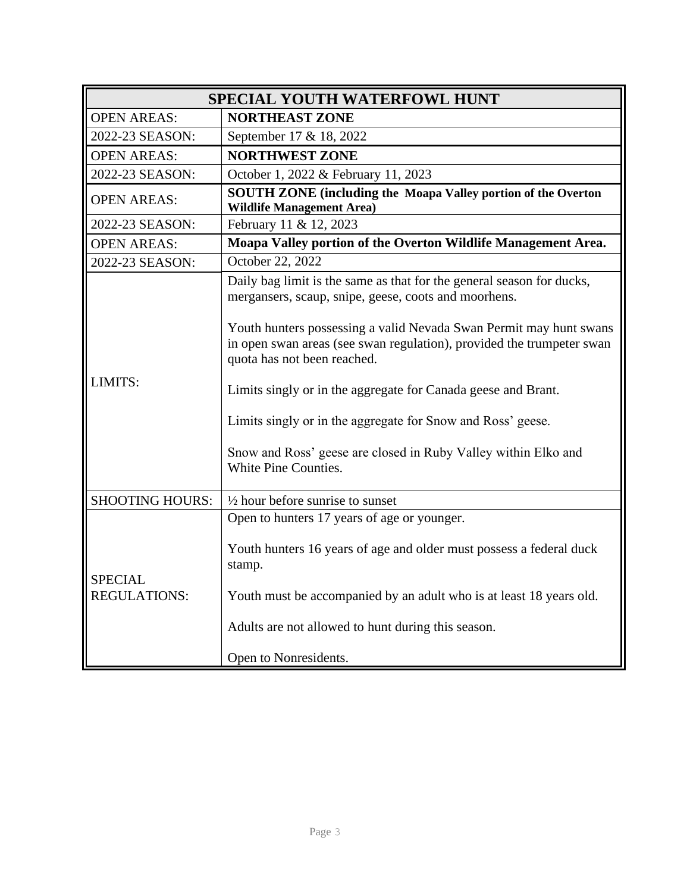| SPECIAL YOUTH WATERFOWL HUNT | |
|---|---|
| OPEN AREAS: | **NORTHEAST ZONE** |
| 2022-23 SEASON: | September 17 & 18, 2022 |
| OPEN AREAS: | **NORTHWEST ZONE** |
| 2022-23 SEASON: | October 1, 2022 & February 11, 2023 |
| OPEN AREAS: | **SOUTH ZONE (including the Moapa Valley portion of the Overton Wildlife Management Area)** |
| 2022-23 SEASON: | February 11 & 12, 2023 |
| OPEN AREAS: | **Moapa Valley portion of the Overton Wildlife Management Area.** |
| 2022-23 SEASON: | October 22, 2022 |
| LIMITS: | Daily bag limit is the same as that for the general season for ducks, mergansers, scaup, snipe, geese, coots and moorhens.<br><br>Youth hunters possessing a valid Nevada Swan Permit may hunt swans in open swan areas (see swan regulation), provided the trumpeter swan quota has not been reached.<br><br>Limits singly or in the aggregate for Canada geese and Brant.<br><br>Limits singly or in the aggregate for Snow and Ross' geese.<br><br>Snow and Ross' geese are closed in Ruby Valley within Elko and White Pine Counties. |
| SHOOTING HOURS: | ½ hour before sunrise to sunset |
| SPECIAL REGULATIONS: | Open to hunters 17 years of age or younger.<br><br>Youth hunters 16 years of age and older must possess a federal duck stamp.<br><br>Youth must be accompanied by an adult who is at least 18 years old.<br><br>Adults are not allowed to hunt during this season.<br><br>Open to Nonresidents. |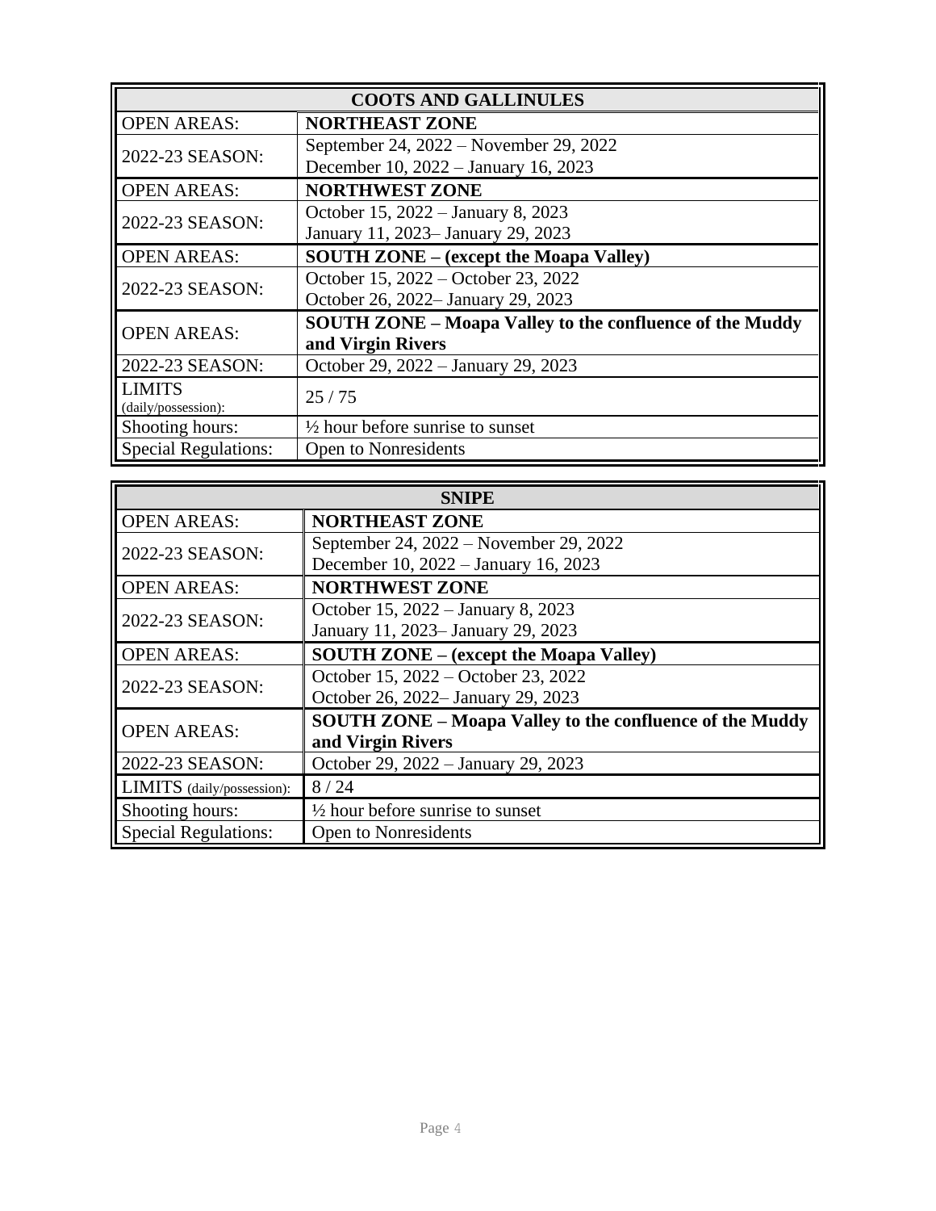| COOTS AND GALLINULES | |
|---|---|
| OPEN AREAS: | **NORTHEAST ZONE** |
| 2022-23 SEASON: | September 24, 2022 – November 29, 2022<br>December 10, 2022 – January 16, 2023 |
| OPEN AREAS: | **NORTHWEST ZONE** |
| 2022-23 SEASON: | October 15, 2022 – January 8, 2023<br>January 11, 2023– January 29, 2023 |
| OPEN AREAS: | **SOUTH ZONE – (except the Moapa Valley)** |
| 2022-23 SEASON: | October 15, 2022 – October 23, 2022<br>October 26, 2022– January 29, 2023 |
| OPEN AREAS: | **SOUTH ZONE – Moapa Valley to the confluence of the Muddy and Virgin Rivers** |
| 2022-23 SEASON: | October 29, 2022 – January 29, 2023 |
| LIMITS (daily/possession): | 25 / 75 |
| Shooting hours: | ½ hour before sunrise to sunset |
| Special Regulations: | Open to Nonresidents |

| SNIPE | |
|---|---|
| OPEN AREAS: | **NORTHEAST ZONE** |
| 2022-23 SEASON: | September 24, 2022 – November 29, 2022<br>December 10, 2022 – January 16, 2023 |
| OPEN AREAS: | **NORTHWEST ZONE** |
| 2022-23 SEASON: | October 15, 2022 – January 8, 2023<br>January 11, 2023– January 29, 2023 |
| OPEN AREAS: | **SOUTH ZONE – (except the Moapa Valley)** |
| 2022-23 SEASON: | October 15, 2022 – October 23, 2022<br>October 26, 2022– January 29, 2023 |
| OPEN AREAS: | **SOUTH ZONE – Moapa Valley to the confluence of the Muddy and Virgin Rivers** |
| 2022-23 SEASON: | October 29, 2022 – January 29, 2023 |
| LIMITS (daily/possession): | 8 / 24 |
| Shooting hours: | ½ hour before sunrise to sunset |
| Special Regulations: | Open to Nonresidents |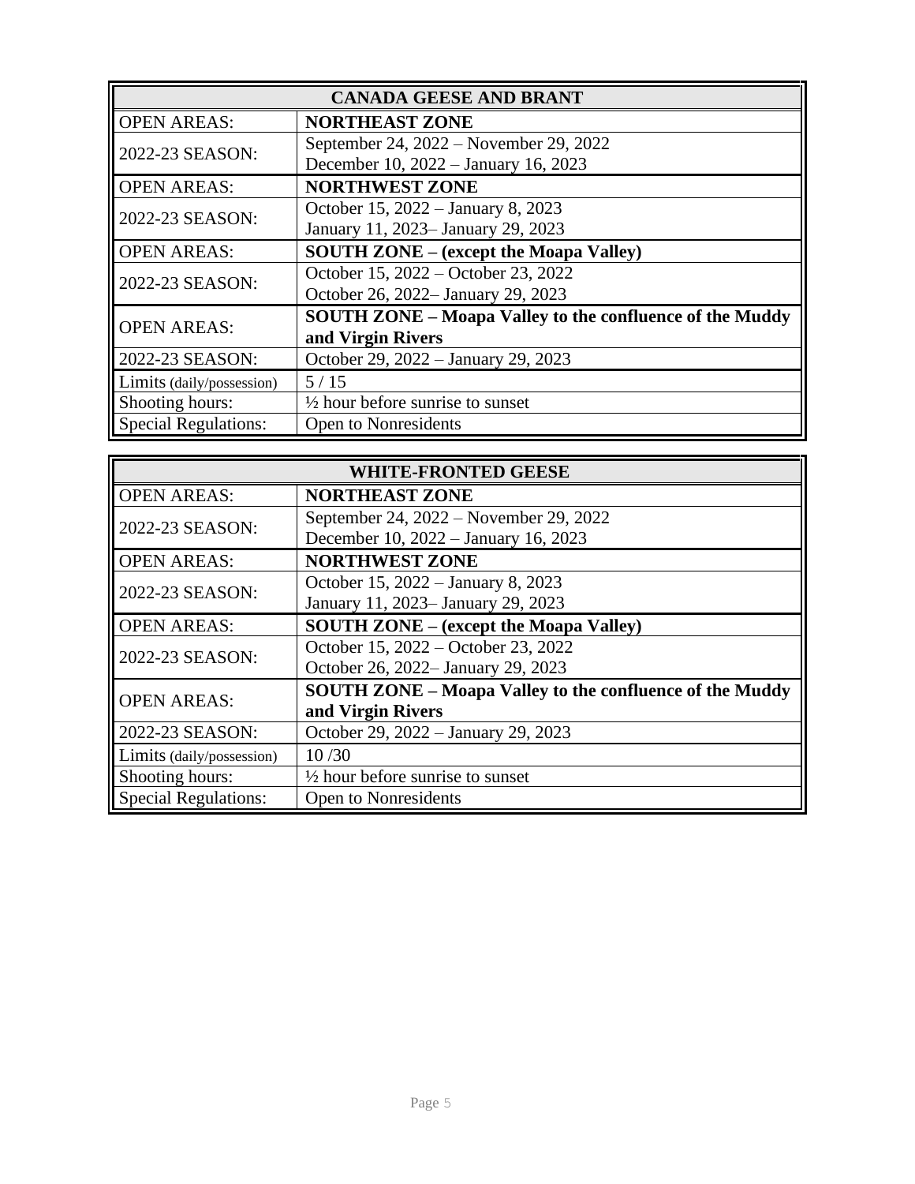| CANADA GEESE AND BRANT | |
|---|---|
| OPEN AREAS: | **NORTHEAST ZONE** |
| 2022-23 SEASON: | September 24, 2022 – November 29, 2022<br>December 10, 2022 – January 16, 2023 |
| OPEN AREAS: | **NORTHWEST ZONE** |
| 2022-23 SEASON: | October 15, 2022 – January 8, 2023<br>January 11, 2023– January 29, 2023 |
| OPEN AREAS: | **SOUTH ZONE – (except the Moapa Valley)** |
| 2022-23 SEASON: | October 15, 2022 – October 23, 2022<br>October 26, 2022– January 29, 2023 |
| OPEN AREAS: | **SOUTH ZONE – Moapa Valley to the confluence of the Muddy and Virgin Rivers** |
| 2022-23 SEASON: | October 29, 2022 – January 29, 2023 |
| Limits (daily/possession) | 5 / 15 |
| Shooting hours: | ½ hour before sunrise to sunset |
| Special Regulations: | Open to Nonresidents |

| WHITE-FRONTED GEESE | |
|---|---|
| OPEN AREAS: | **NORTHEAST ZONE** |
| 2022-23 SEASON: | September 24, 2022 – November 29, 2022<br>December 10, 2022 – January 16, 2023 |
| OPEN AREAS: | **NORTHWEST ZONE** |
| 2022-23 SEASON: | October 15, 2022 – January 8, 2023<br>January 11, 2023– January 29, 2023 |
| OPEN AREAS: | **SOUTH ZONE – (except the Moapa Valley)** |
| 2022-23 SEASON: | October 15, 2022 – October 23, 2022<br>October 26, 2022– January 29, 2023 |
| OPEN AREAS: | **SOUTH ZONE – Moapa Valley to the confluence of the Muddy and Virgin Rivers** |
| 2022-23 SEASON: | October 29, 2022 – January 29, 2023 |
| Limits (daily/possession) | 10 /30 |
| Shooting hours: | ½ hour before sunrise to sunset |
| Special Regulations: | Open to Nonresidents |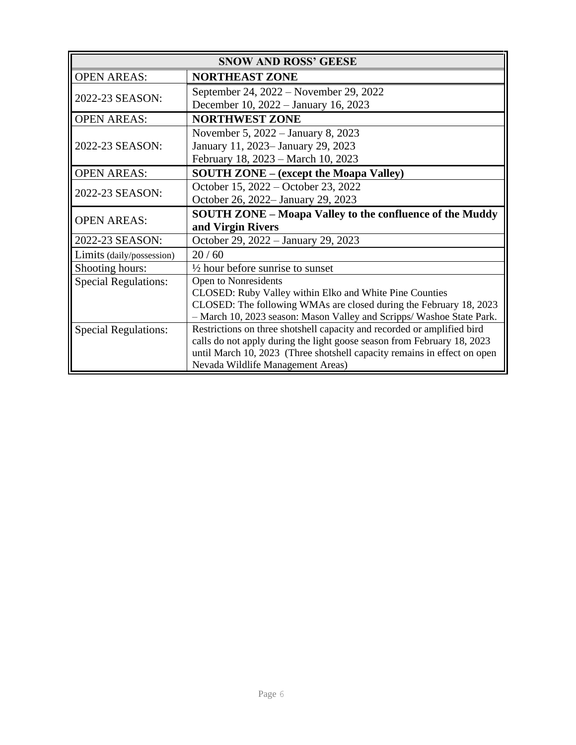| SNOW AND ROSS' GEESE | |
|---|---|
| OPEN AREAS: | **NORTHEAST ZONE** |
| 2022-23 SEASON: | September 24, 2022 – November 29, 2022<br>December 10, 2022 – January 16, 2023 |
| OPEN AREAS: | **NORTHWEST ZONE** |
| 2022-23 SEASON: | November 5, 2022 – January 8, 2023<br>January 11, 2023– January 29, 2023<br>February 18, 2023 – March 10, 2023 |
| OPEN AREAS: | **SOUTH ZONE – (except the Moapa Valley)** |
| 2022-23 SEASON: | October 15, 2022 – October 23, 2022<br>October 26, 2022– January 29, 2023 |
| OPEN AREAS: | **SOUTH ZONE – Moapa Valley to the confluence of the Muddy and Virgin Rivers** |
| 2022-23 SEASON: | October 29, 2022 – January 29, 2023 |
| Limits (daily/possession) | 20 / 60 |
| Shooting hours: | ½ hour before sunrise to sunset |
| Special Regulations: | Open to Nonresidents<br>CLOSED: Ruby Valley within Elko and White Pine Counties<br>CLOSED: The following WMAs are closed during the February 18, 2023 – March 10, 2023 season: Mason Valley and Scripps/ Washoe State Park. |
| Special Regulations: | Restrictions on three shotshell capacity and recorded or amplified bird calls do not apply during the light goose season from February 18, 2023 until March 10, 2023 (Three shotshell capacity remains in effect on open Nevada Wildlife Management Areas) |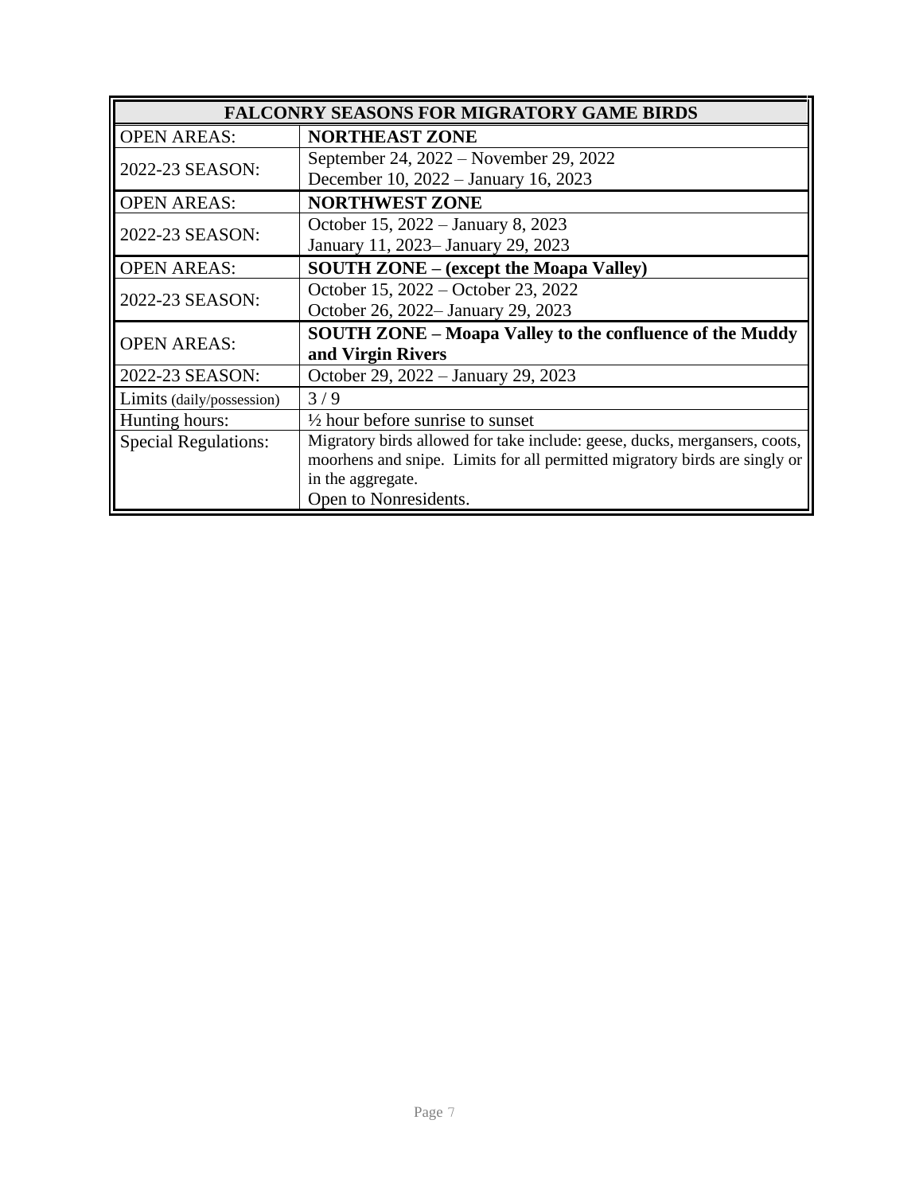| FALCONRY SEASONS FOR MIGRATORY GAME BIRDS | |
|---|---|
| OPEN AREAS: | **NORTHEAST ZONE** |
| 2022-23 SEASON: | September 24, 2022 – November 29, 2022<br>December 10, 2022 – January 16, 2023 |
| OPEN AREAS: | **NORTHWEST ZONE** |
| 2022-23 SEASON: | October 15, 2022 – January 8, 2023<br>January 11, 2023– January 29, 2023 |
| OPEN AREAS: | **SOUTH ZONE – (except the Moapa Valley)** |
| 2022-23 SEASON: | October 15, 2022 – October 23, 2022<br>October 26, 2022– January 29, 2023 |
| OPEN AREAS: | **SOUTH ZONE – Moapa Valley to the confluence of the Muddy and Virgin Rivers** |
| 2022-23 SEASON: | October 29, 2022 – January 29, 2023 |
| Limits (daily/possession) | 3 / 9 |
| Hunting hours: | ½ hour before sunrise to sunset |
| Special Regulations: | Migratory birds allowed for take include: geese, ducks, mergansers, coots, moorhens and snipe. Limits for all permitted migratory birds are singly or in the aggregate.<br>Open to Nonresidents. |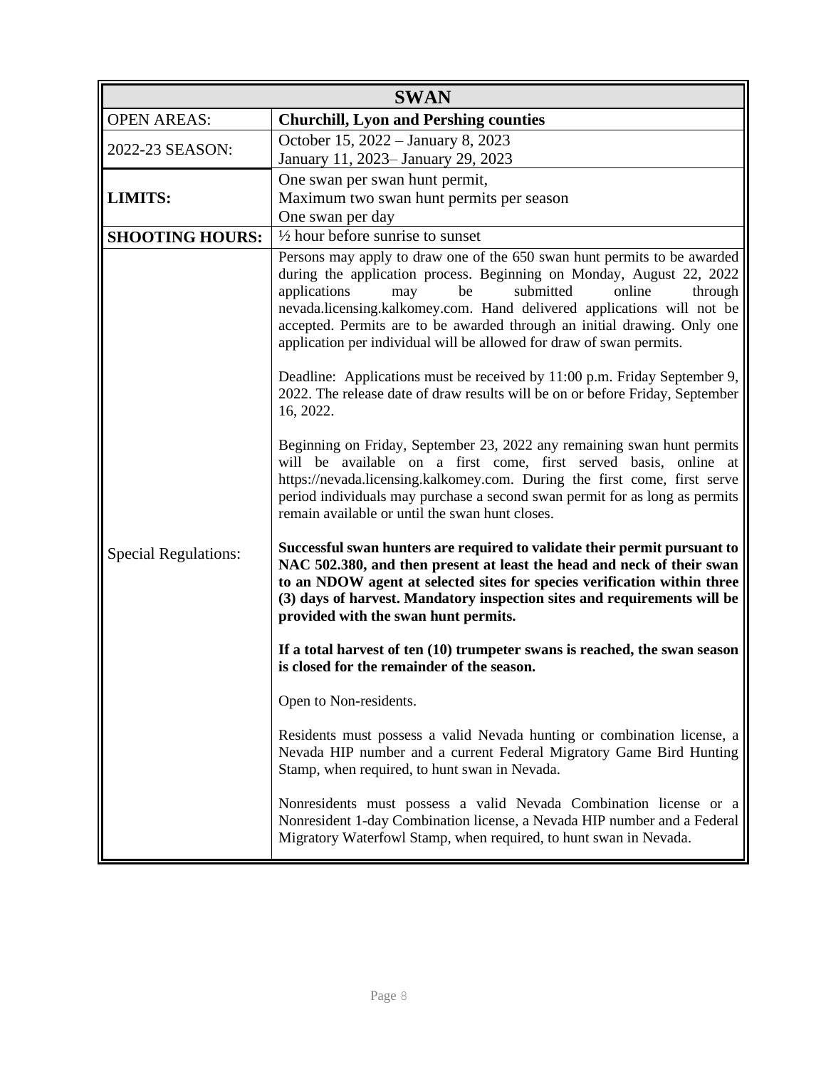| SWAN | |
|---|---|
| OPEN AREAS: | **Churchill, Lyon and Pershing counties** |
| 2022-23 SEASON: | October 15, 2022 – January 8, 2023<br>January 11, 2023– January 29, 2023 |
| **LIMITS:** | One swan per swan hunt permit,<br>Maximum two swan hunt permits per season<br>One swan per day |
| **SHOOTING HOURS:** | ½ hour before sunrise to sunset |
| Special Regulations: | Persons may apply to draw one of the 650 swan hunt permits to be awarded during the application process. Beginning on Monday, August 22, 2022 applications may be submitted online through nevada.licensing.kalkomey.com. Hand delivered applications will not be accepted. Permits are to be awarded through an initial drawing. Only one application per individual will be allowed for draw of swan permits.<br><br>Deadline: Applications must be received by 11:00 p.m. Friday September 9, 2022. The release date of draw results will be on or before Friday, September 16, 2022.<br><br>Beginning on Friday, September 23, 2022 any remaining swan hunt permits will be available on a first come, first served basis, online at https://nevada.licensing.kalkomey.com. During the first come, first serve period individuals may purchase a second swan permit for as long as permits remain available or until the swan hunt closes.<br><br>**Successful swan hunters are required to validate their permit pursuant to NAC 502.380, and then present at least the head and neck of their swan to an NDOW agent at selected sites for species verification within three (3) days of harvest. Mandatory inspection sites and requirements will be provided with the swan hunt permits.**<br><br>**If a total harvest of ten (10) trumpeter swans is reached, the swan season is closed for the remainder of the season.**<br><br>Open to Non-residents.<br><br>Residents must possess a valid Nevada hunting or combination license, a Nevada HIP number and a current Federal Migratory Game Bird Hunting Stamp, when required, to hunt swan in Nevada.<br><br>Nonresidents must possess a valid Nevada Combination license or a Nonresident 1-day Combination license, a Nevada HIP number and a Federal Migratory Waterfowl Stamp, when required, to hunt swan in Nevada. |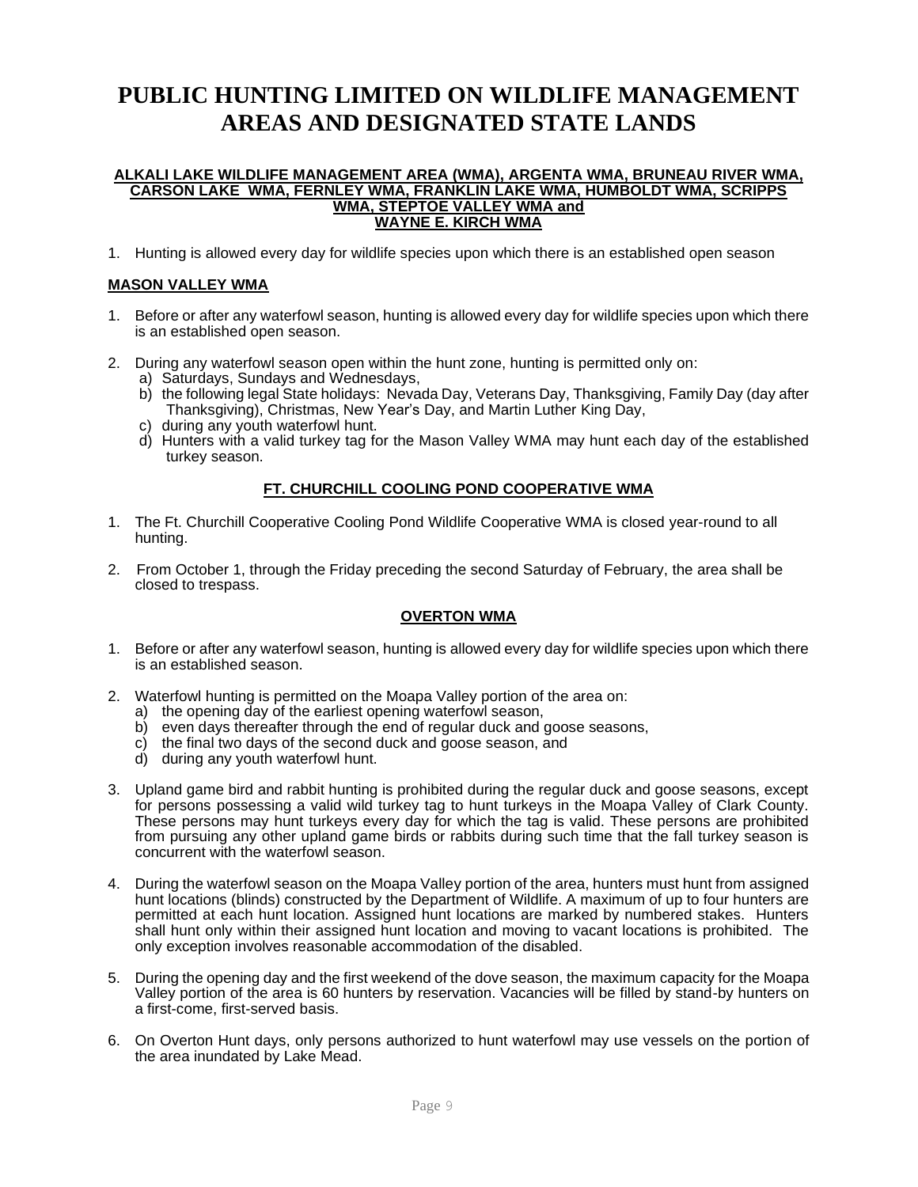# PUBLIC HUNTING LIMITED ON WILDLIFE MANAGEMENT AREAS AND DESIGNATED STATE LANDS

## ALKALI LAKE WILDLIFE MANAGEMENT AREA (WMA), ARGENTA WMA, BRUNEAU RIVER WMA, CARSON LAKE WMA, FERNLEY WMA, FRANKLIN LAKE WMA, HUMBOLDT WMA, SCRIPPS WMA, STEPTOE VALLEY WMA and WAYNE E. KIRCH WMA

1. Hunting is allowed every day for wildlife species upon which there is an established open season

## MASON VALLEY WMA

1. Before or after any waterfowl season, hunting is allowed every day for wildlife species upon which there is an established open season.

2. During any waterfowl season open within the hunt zone, hunting is permitted only on:
   a) Saturdays, Sundays and Wednesdays,
   b) the following legal State holidays: Nevada Day, Veterans Day, Thanksgiving, Family Day (day after Thanksgiving), Christmas, New Year's Day, and Martin Luther King Day,
   c) during any youth waterfowl hunt.
   d) Hunters with a valid turkey tag for the Mason Valley WMA may hunt each day of the established turkey season.

## FT. CHURCHILL COOLING POND COOPERATIVE WMA

1. The Ft. Churchill Cooperative Cooling Pond Wildlife Cooperative WMA is closed year-round to all hunting.

2. From October 1, through the Friday preceding the second Saturday of February, the area shall be closed to trespass.

## OVERTON WMA

1. Before or after any waterfowl season, hunting is allowed every day for wildlife species upon which there is an established season.

2. Waterfowl hunting is permitted on the Moapa Valley portion of the area on:
   a) the opening day of the earliest opening waterfowl season,
   b) even days thereafter through the end of regular duck and goose seasons,
   c) the final two days of the second duck and goose season, and
   d) during any youth waterfowl hunt.

3. Upland game bird and rabbit hunting is prohibited during the regular duck and goose seasons, except for persons possessing a valid wild turkey tag to hunt turkeys in the Moapa Valley of Clark County. These persons may hunt turkeys every day for which the tag is valid. These persons are prohibited from pursuing any other upland game birds or rabbits during such time that the fall turkey season is concurrent with the waterfowl season.

4. During the waterfowl season on the Moapa Valley portion of the area, hunters must hunt from assigned hunt locations (blinds) constructed by the Department of Wildlife. A maximum of up to four hunters are permitted at each hunt location. Assigned hunt locations are marked by numbered stakes. Hunters shall hunt only within their assigned hunt location and moving to vacant locations is prohibited. The only exception involves reasonable accommodation of the disabled.

5. During the opening day and the first weekend of the dove season, the maximum capacity for the Moapa Valley portion of the area is 60 hunters by reservation. Vacancies will be filled by stand-by hunters on a first-come, first-served basis.

6. On Overton Hunt days, only persons authorized to hunt waterfowl may use vessels on the portion of the area inundated by Lake Mead.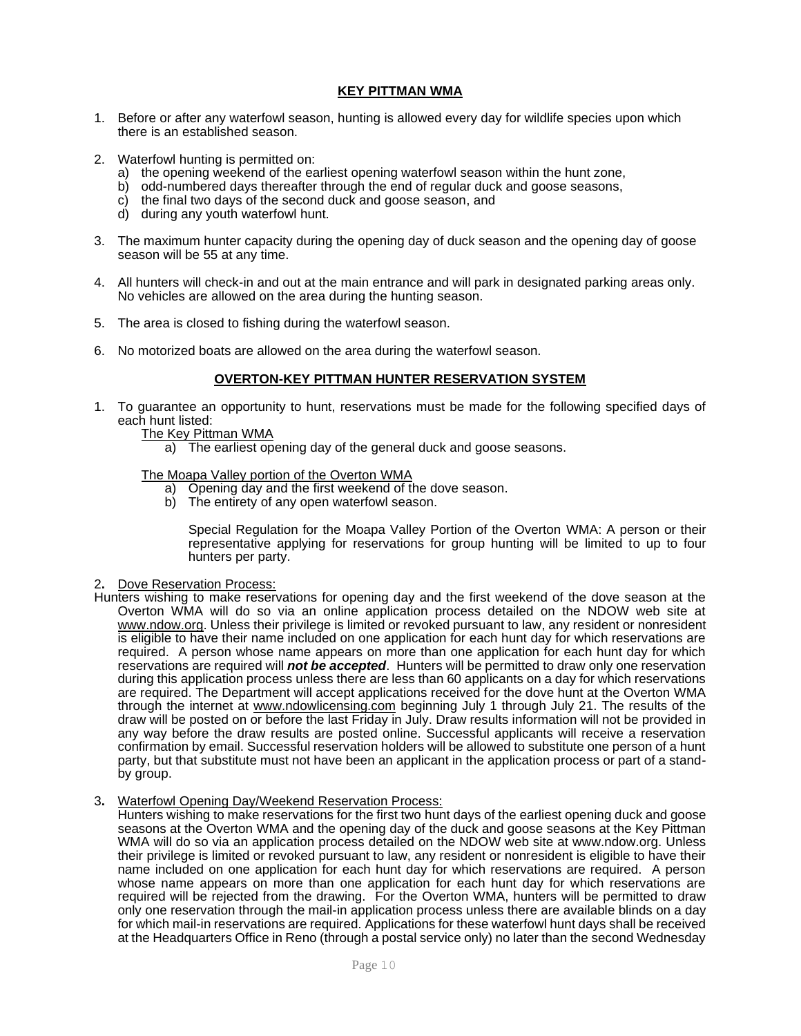## KEY PITTMAN WMA

1. Before or after any waterfowl season, hunting is allowed every day for wildlife species upon which there is an established season.

2. Waterfowl hunting is permitted on:
   a) the opening weekend of the earliest opening waterfowl season within the hunt zone,
   b) odd-numbered days thereafter through the end of regular duck and goose seasons,
   c) the final two days of the second duck and goose season, and
   d) during any youth waterfowl hunt.

3. The maximum hunter capacity during the opening day of duck season and the opening day of goose season will be 55 at any time.

4. All hunters will check-in and out at the main entrance and will park in designated parking areas only. No vehicles are allowed on the area during the hunting season.

5. The area is closed to fishing during the waterfowl season.

6. No motorized boats are allowed on the area during the waterfowl season.

## OVERTON-KEY PITTMAN HUNTER RESERVATION SYSTEM

1. To guarantee an opportunity to hunt, reservations must be made for the following specified days of each hunt listed:

   The Key Pittman WMA
   
   a) The earliest opening day of the general duck and goose seasons.

   The Moapa Valley portion of the Overton WMA
   
   a) Opening day and the first weekend of the dove season.
   b) The entirety of any open waterfowl season.

   Special Regulation for the Moapa Valley Portion of the Overton WMA: A person or their representative applying for reservations for group hunting will be limited to up to four hunters per party.

2. Dove Reservation Process:

Hunters wishing to make reservations for opening day and the first weekend of the dove season at the Overton WMA will do so via an online application process detailed on the NDOW web site at www.ndow.org. Unless their privilege is limited or revoked pursuant to law, any resident or nonresident is eligible to have their name included on one application for each hunt day for which reservations are required. A person whose name appears on more than one application for each hunt day for which reservations are required will ***not be accepted***. Hunters will be permitted to draw only one reservation during this application process unless there are less than 60 applicants on a day for which reservations are required. The Department will accept applications received for the dove hunt at the Overton WMA through the internet at www.ndowlicensing.com beginning July 1 through July 21. The results of the draw will be posted on or before the last Friday in July. Draw results information will not be provided in any way before the draw results are posted online. Successful applicants will receive a reservation confirmation by email. Successful reservation holders will be allowed to substitute one person of a hunt party, but that substitute must not have been an applicant in the application process or part of a stand-by group.

3. Waterfowl Opening Day/Weekend Reservation Process:

   Hunters wishing to make reservations for the first two hunt days of the earliest opening duck and goose seasons at the Overton WMA and the opening day of the duck and goose seasons at the Key Pittman WMA will do so via an application process detailed on the NDOW web site at www.ndow.org. Unless their privilege is limited or revoked pursuant to law, any resident or nonresident is eligible to have their name included on one application for each hunt day for which reservations are required. A person whose name appears on more than one application for each hunt day for which reservations are required will be rejected from the drawing. For the Overton WMA, hunters will be permitted to draw only one reservation through the mail-in application process unless there are available blinds on a day for which mail-in reservations are required. Applications for these waterfowl hunt days shall be received at the Headquarters Office in Reno (through a postal service only) no later than the second Wednesday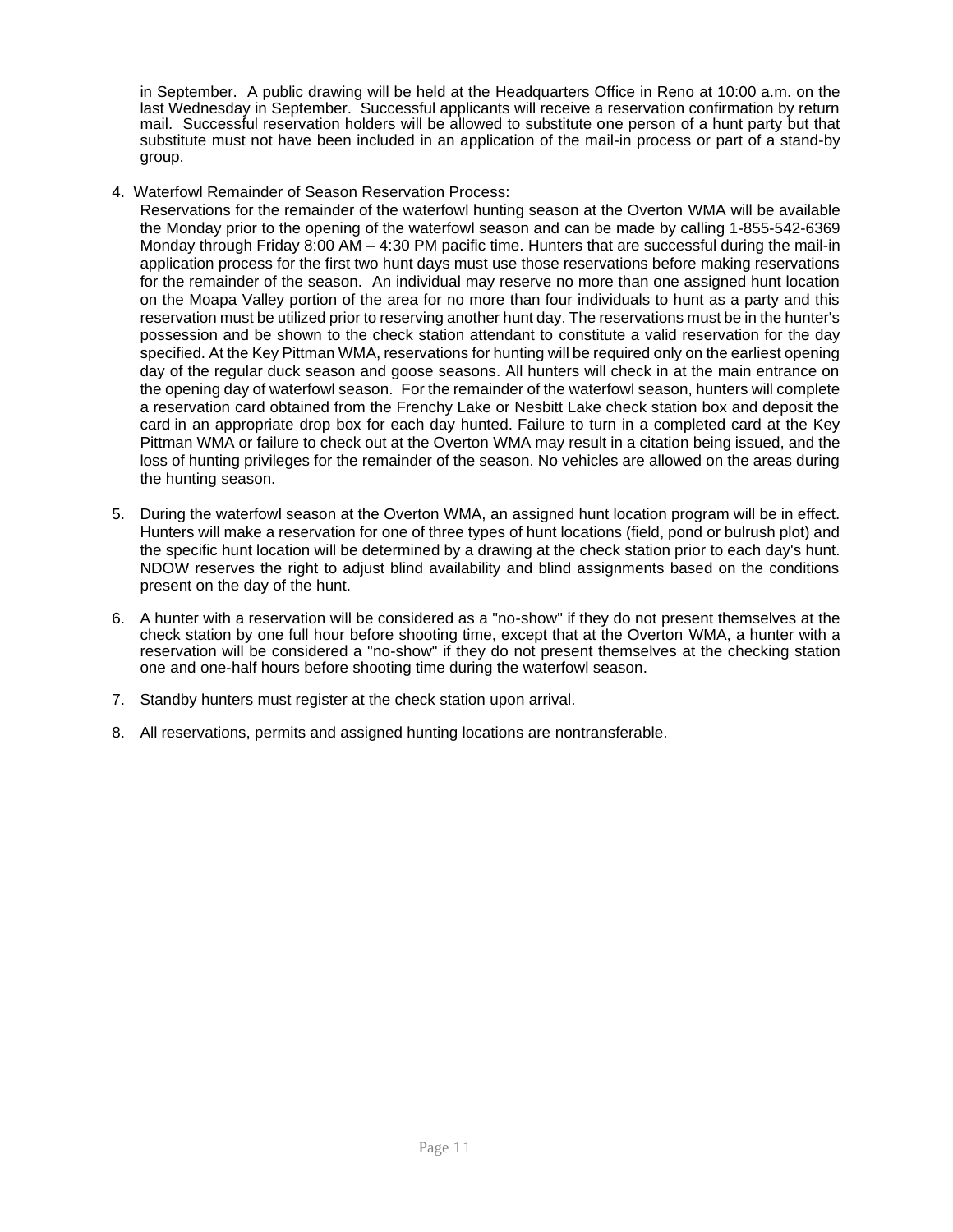in September. A public drawing will be held at the Headquarters Office in Reno at 10:00 a.m. on the last Wednesday in September. Successful applicants will receive a reservation confirmation by return mail. Successful reservation holders will be allowed to substitute one person of a hunt party but that substitute must not have been included in an application of the mail-in process or part of a stand-by group.

4. Waterfowl Remainder of Season Reservation Process:
   Reservations for the remainder of the waterfowl hunting season at the Overton WMA will be available the Monday prior to the opening of the waterfowl season and can be made by calling 1-855-542-6369 Monday through Friday 8:00 AM – 4:30 PM pacific time. Hunters that are successful during the mail-in application process for the first two hunt days must use those reservations before making reservations for the remainder of the season. An individual may reserve no more than one assigned hunt location on the Moapa Valley portion of the area for no more than four individuals to hunt as a party and this reservation must be utilized prior to reserving another hunt day. The reservations must be in the hunter's possession and be shown to the check station attendant to constitute a valid reservation for the day specified. At the Key Pittman WMA, reservations for hunting will be required only on the earliest opening day of the regular duck season and goose seasons. All hunters will check in at the main entrance on the opening day of waterfowl season. For the remainder of the waterfowl season, hunters will complete a reservation card obtained from the Frenchy Lake or Nesbitt Lake check station box and deposit the card in an appropriate drop box for each day hunted. Failure to turn in a completed card at the Key Pittman WMA or failure to check out at the Overton WMA may result in a citation being issued, and the loss of hunting privileges for the remainder of the season. No vehicles are allowed on the areas during the hunting season.

5. During the waterfowl season at the Overton WMA, an assigned hunt location program will be in effect. Hunters will make a reservation for one of three types of hunt locations (field, pond or bulrush plot) and the specific hunt location will be determined by a drawing at the check station prior to each day's hunt. NDOW reserves the right to adjust blind availability and blind assignments based on the conditions present on the day of the hunt.

6. A hunter with a reservation will be considered as a "no-show" if they do not present themselves at the check station by one full hour before shooting time, except that at the Overton WMA, a hunter with a reservation will be considered a "no-show" if they do not present themselves at the checking station one and one-half hours before shooting time during the waterfowl season.

7. Standby hunters must register at the check station upon arrival.

8. All reservations, permits and assigned hunting locations are nontransferable.